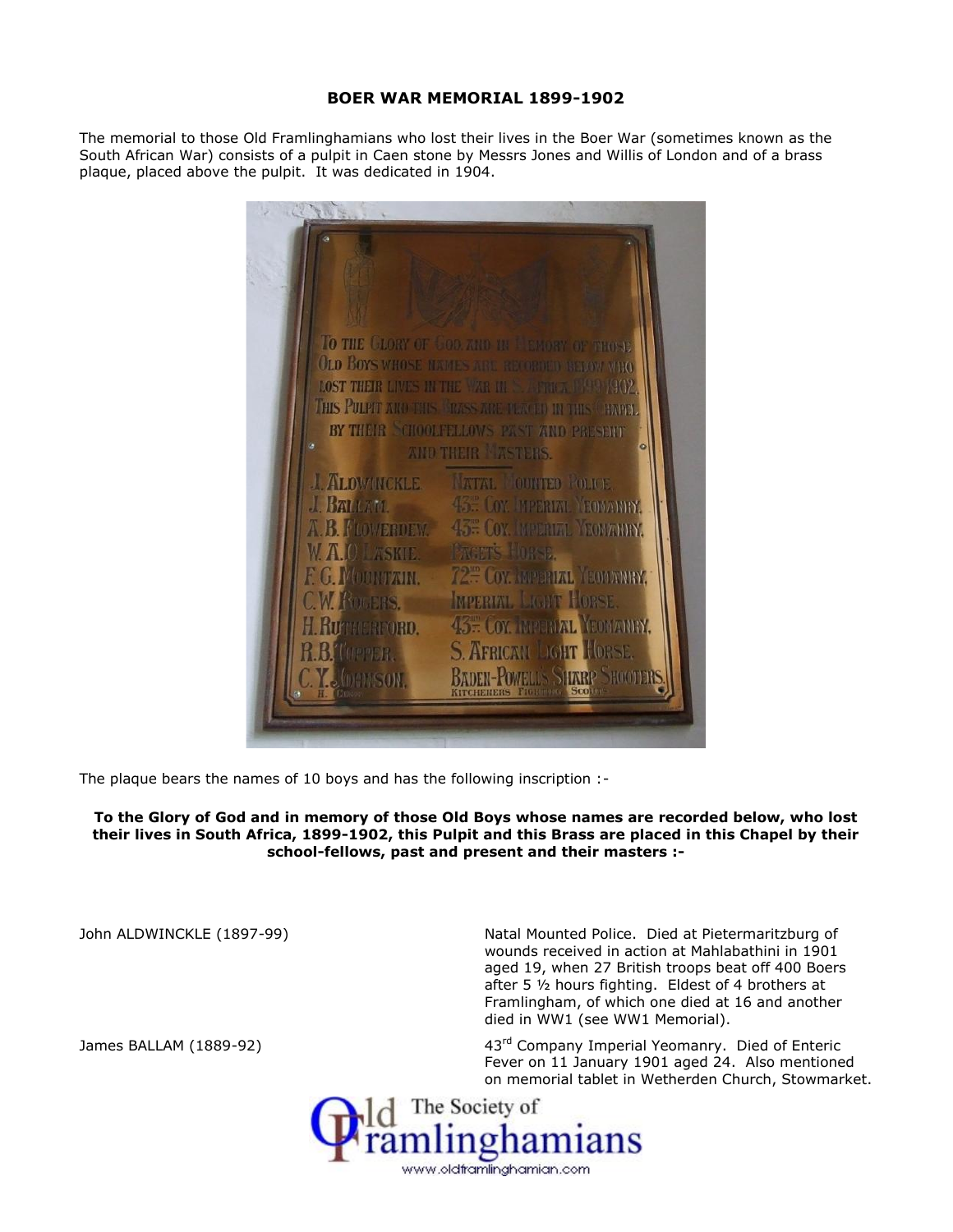**BOER WAR MEMORIAL 1899-1902**

The memorial to those Old Framlinghamians who lost their lives in the Boer War (sometimes known as the South African War) consists of a pulpit in Caen stone by Messrs Jones and Willis of London and of a brass plaque, placed above the pulpit. It was dedicated in 1904.

The plaque bears the names of 10 boys and has the following inscription :-

**To the Glory of God and in memory of those Old Boys whose names are recorded below, who lost their lives in South Africa, 1899-1902, this Pulpit and this Brass are placed in this Chapel by their school-fellows, past and present and their masters :-**

John ALDWINCKLE (1897-99)

Natal Mounted Police. Died at Pietermaritzburg of wounds received in action at Mahlabathini in 1901 aged 19, when 27 British troops beat off 400 Boers after 5 ½ hours fighting. Eldest of 4 brothers at Framlingham, of which one died at 16 and another died in WW1 (see WW1 Memorial).

James BALLAM (1889-92)

43rd Company Imperial Yeomanry. Died of Enteric Fever on 11 January 1901 aged 24. Also mentioned on memorial tablet in Wetherden Church, Stowmarket.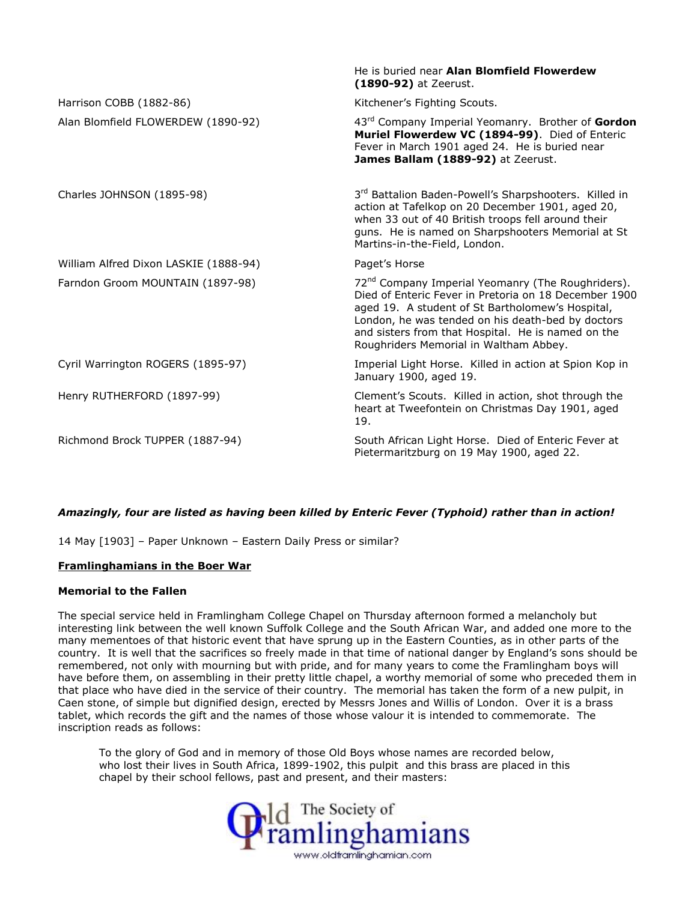| | |
|---|---|
| | He is buried near **Alan Blomfield Flowerdew (1890-92)** at Zeerust. |
| Harrison COBB (1882-86) | Kitchener's Fighting Scouts. |
| Alan Blomfield FLOWERDEW (1890-92) | 43rd Company Imperial Yeomanry. Brother of **Gordon Muriel Flowerdew VC (1894-99)**. Died of Enteric Fever in March 1901 aged 24. He is buried near **James Ballam (1889-92)** at Zeerust. |
| Charles JOHNSON (1895-98) | 3rd Battalion Baden-Powell's Sharpshooters. Killed in action at Tafelkop on 20 December 1901, aged 20, when 33 out of 40 British troops fell around their guns. He is named on Sharpshooters Memorial at St Martins-in-the-Field, London. |
| William Alfred Dixon LASKIE (1888-94) | Paget's Horse |
| Farndon Groom MOUNTAIN (1897-98) | 72nd Company Imperial Yeomanry (The Roughriders). Died of Enteric Fever in Pretoria on 18 December 1900 aged 19. A student of St Bartholomew's Hospital, London, he was tended on his death-bed by doctors and sisters from that Hospital. He is named on the Roughriders Memorial in Waltham Abbey. |
| Cyril Warrington ROGERS (1895-97) | Imperial Light Horse. Killed in action at Spion Kop in January 1900, aged 19. |
| Henry RUTHERFORD (1897-99) | Clement's Scouts. Killed in action, shot through the heart at Tweefontein on Christmas Day 1901, aged 19. |
| Richmond Brock TUPPER (1887-94) | South African Light Horse. Died of Enteric Fever at Pietermaritzburg on 19 May 1900, aged 22. |

***Amazingly, four are listed as having been killed by Enteric Fever (Typhoid) rather than in action!***

14 May [1903] – Paper Unknown – Eastern Daily Press or similar?

**Framlinghamians in the Boer War**

**Memorial to the Fallen**

The special service held in Framlingham College Chapel on Thursday afternoon formed a melancholy but interesting link between the well known Suffolk College and the South African War, and added one more to the many mementoes of that historic event that have sprung up in the Eastern Counties, as in other parts of the country. It is well that the sacrifices so freely made in that time of national danger by England's sons should be remembered, not only with mourning but with pride, and for many years to come the Framlingham boys will have before them, on assembling in their pretty little chapel, a worthy memorial of some who preceded them in that place who have died in the service of their country. The memorial has taken the form of a new pulpit, in Caen stone, of simple but dignified design, erected by Messrs Jones and Willis of London. Over it is a brass tablet, which records the gift and the names of those whose valour it is intended to commemorate. The inscription reads as follows:

> To the glory of God and in memory of those Old Boys whose names are recorded below, who lost their lives in South Africa, 1899-1902, this pulpit and this brass are placed in this chapel by their school fellows, past and present, and their masters: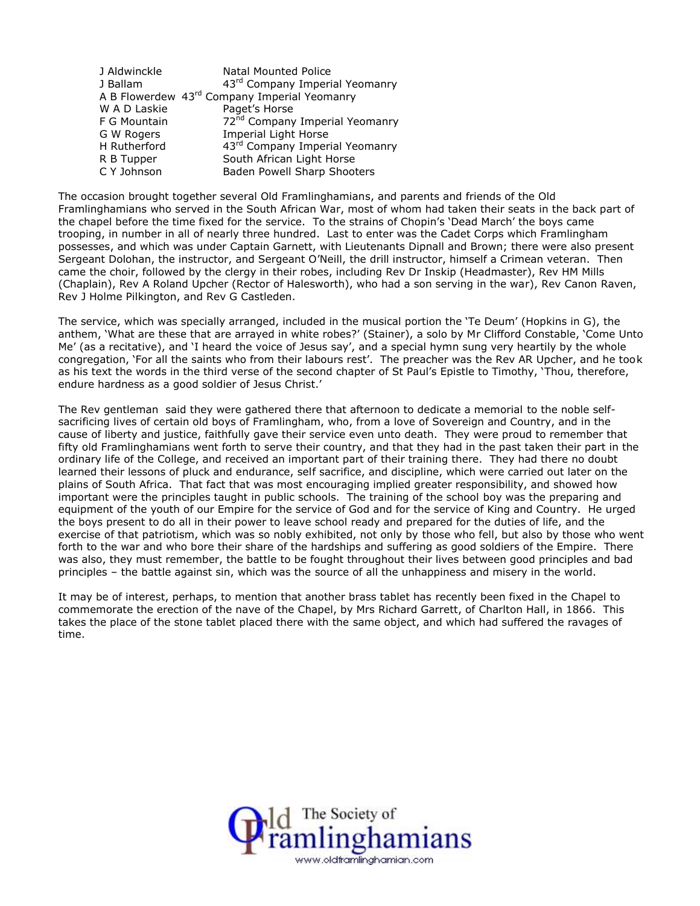| | |
|---|---|
| J Aldwinckle | Natal Mounted Police |
| J Ballam | 43rd Company Imperial Yeomanry |
| A B Flowerdew | 43rd Company Imperial Yeomanry |
| W A D Laskie | Paget's Horse |
| F G Mountain | 72nd Company Imperial Yeomanry |
| G W Rogers | Imperial Light Horse |
| H Rutherford | 43rd Company Imperial Yeomanry |
| R B Tupper | South African Light Horse |
| C Y Johnson | Baden Powell Sharp Shooters |

The occasion brought together several Old Framlinghamians, and parents and friends of the Old Framlinghamians who served in the South African War, most of whom had taken their seats in the back part of the chapel before the time fixed for the service. To the strains of Chopin's 'Dead March' the boys came trooping, in number in all of nearly three hundred. Last to enter was the Cadet Corps which Framlingham possesses, and which was under Captain Garnett, with Lieutenants Dipnall and Brown; there were also present Sergeant Dolohan, the instructor, and Sergeant O'Neill, the drill instructor, himself a Crimean veteran. Then came the choir, followed by the clergy in their robes, including Rev Dr Inskip (Headmaster), Rev HM Mills (Chaplain), Rev A Roland Upcher (Rector of Halesworth), who had a son serving in the war), Rev Canon Raven, Rev J Holme Pilkington, and Rev G Castleden.

The service, which was specially arranged, included in the musical portion the 'Te Deum' (Hopkins in G), the anthem, 'What are these that are arrayed in white robes?' (Stainer), a solo by Mr Clifford Constable, 'Come Unto Me' (as a recitative), and 'I heard the voice of Jesus say', and a special hymn sung very heartily by the whole congregation, 'For all the saints who from their labours rest'. The preacher was the Rev AR Upcher, and he took as his text the words in the third verse of the second chapter of St Paul's Epistle to Timothy, 'Thou, therefore, endure hardness as a good soldier of Jesus Christ.'

The Rev gentleman said they were gathered there that afternoon to dedicate a memorial to the noble self-sacrificing lives of certain old boys of Framlingham, who, from a love of Sovereign and Country, and in the cause of liberty and justice, faithfully gave their service even unto death. They were proud to remember that fifty old Framlinghamians went forth to serve their country, and that they had in the past taken their part in the ordinary life of the College, and received an important part of their training there. They had there no doubt learned their lessons of pluck and endurance, self sacrifice, and discipline, which were carried out later on the plains of South Africa. That fact that was most encouraging implied greater responsibility, and showed how important were the principles taught in public schools. The training of the school boy was the preparing and equipment of the youth of our Empire for the service of God and for the service of King and Country. He urged the boys present to do all in their power to leave school ready and prepared for the duties of life, and the exercise of that patriotism, which was so nobly exhibited, not only by those who fell, but also by those who went forth to the war and who bore their share of the hardships and suffering as good soldiers of the Empire. There was also, they must remember, the battle to be fought throughout their lives between good principles and bad principles – the battle against sin, which was the source of all the unhappiness and misery in the world.

It may be of interest, perhaps, to mention that another brass tablet has recently been fixed in the Chapel to commemorate the erection of the nave of the Chapel, by Mrs Richard Garrett, of Charlton Hall, in 1866. This takes the place of the stone tablet placed there with the same object, and which had suffered the ravages of time.